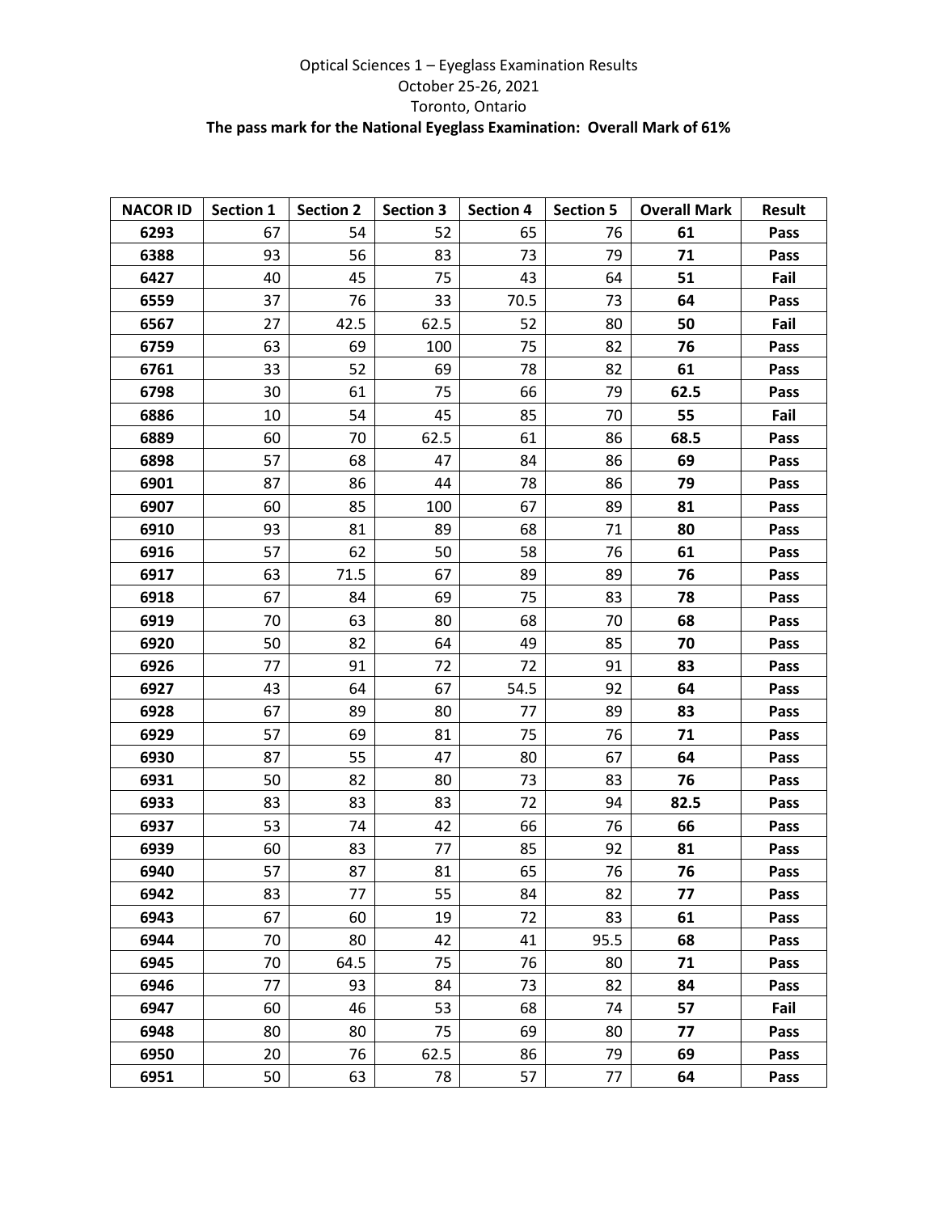Optical Sciences 1 – Eyeglass Examination Results

October 25-26, 2021

Toronto, Ontario

**The pass mark for the National Eyeglass Examination: Overall Mark of 61%**

| NACOR ID | Section 1 | Section 2 | Section 3 | Section 4 | Section 5 | Overall Mark | Result |
|---|---|---|---|---|---|---|---|
| **6293** | 67 | 54 | 52 | 65 | 76 | **61** | **Pass** |
| **6388** | 93 | 56 | 83 | 73 | 79 | **71** | **Pass** |
| **6427** | 40 | 45 | 75 | 43 | 64 | **51** | **Fail** |
| **6559** | 37 | 76 | 33 | 70.5 | 73 | **64** | **Pass** |
| **6567** | 27 | 42.5 | 62.5 | 52 | 80 | **50** | **Fail** |
| **6759** | 63 | 69 | 100 | 75 | 82 | **76** | **Pass** |
| **6761** | 33 | 52 | 69 | 78 | 82 | **61** | **Pass** |
| **6798** | 30 | 61 | 75 | 66 | 79 | **62.5** | **Pass** |
| **6886** | 10 | 54 | 45 | 85 | 70 | **55** | **Fail** |
| **6889** | 60 | 70 | 62.5 | 61 | 86 | **68.5** | **Pass** |
| **6898** | 57 | 68 | 47 | 84 | 86 | **69** | **Pass** |
| **6901** | 87 | 86 | 44 | 78 | 86 | **79** | **Pass** |
| **6907** | 60 | 85 | 100 | 67 | 89 | **81** | **Pass** |
| **6910** | 93 | 81 | 89 | 68 | 71 | **80** | **Pass** |
| **6916** | 57 | 62 | 50 | 58 | 76 | **61** | **Pass** |
| **6917** | 63 | 71.5 | 67 | 89 | 89 | **76** | **Pass** |
| **6918** | 67 | 84 | 69 | 75 | 83 | **78** | **Pass** |
| **6919** | 70 | 63 | 80 | 68 | 70 | **68** | **Pass** |
| **6920** | 50 | 82 | 64 | 49 | 85 | **70** | **Pass** |
| **6926** | 77 | 91 | 72 | 72 | 91 | **83** | **Pass** |
| **6927** | 43 | 64 | 67 | 54.5 | 92 | **64** | **Pass** |
| **6928** | 67 | 89 | 80 | 77 | 89 | **83** | **Pass** |
| **6929** | 57 | 69 | 81 | 75 | 76 | **71** | **Pass** |
| **6930** | 87 | 55 | 47 | 80 | 67 | **64** | **Pass** |
| **6931** | 50 | 82 | 80 | 73 | 83 | **76** | **Pass** |
| **6933** | 83 | 83 | 83 | 72 | 94 | **82.5** | **Pass** |
| **6937** | 53 | 74 | 42 | 66 | 76 | **66** | **Pass** |
| **6939** | 60 | 83 | 77 | 85 | 92 | **81** | **Pass** |
| **6940** | 57 | 87 | 81 | 65 | 76 | **76** | **Pass** |
| **6942** | 83 | 77 | 55 | 84 | 82 | **77** | **Pass** |
| **6943** | 67 | 60 | 19 | 72 | 83 | **61** | **Pass** |
| **6944** | 70 | 80 | 42 | 41 | 95.5 | **68** | **Pass** |
| **6945** | 70 | 64.5 | 75 | 76 | 80 | **71** | **Pass** |
| **6946** | 77 | 93 | 84 | 73 | 82 | **84** | **Pass** |
| **6947** | 60 | 46 | 53 | 68 | 74 | **57** | **Fail** |
| **6948** | 80 | 80 | 75 | 69 | 80 | **77** | **Pass** |
| **6950** | 20 | 76 | 62.5 | 86 | 79 | **69** | **Pass** |
| **6951** | 50 | 63 | 78 | 57 | 77 | **64** | **Pass** |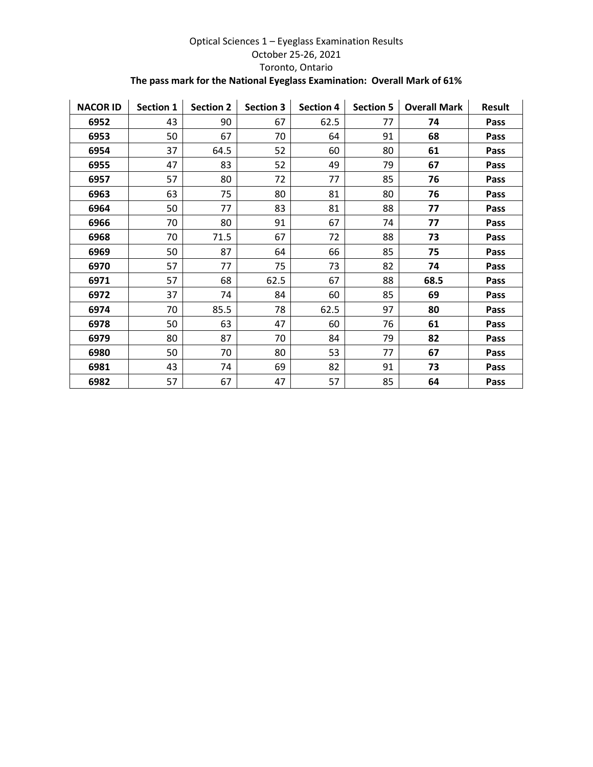Optical Sciences 1 – Eyeglass Examination Results

October 25-26, 2021

Toronto, Ontario

**The pass mark for the National Eyeglass Examination: Overall Mark of 61%**

| NACOR ID | Section 1 | Section 2 | Section 3 | Section 4 | Section 5 | Overall Mark | Result |
|---|---|---|---|---|---|---|---|
| **6952** | 43 | 90 | 67 | 62.5 | 77 | **74** | **Pass** |
| **6953** | 50 | 67 | 70 | 64 | 91 | **68** | **Pass** |
| **6954** | 37 | 64.5 | 52 | 60 | 80 | **61** | **Pass** |
| **6955** | 47 | 83 | 52 | 49 | 79 | **67** | **Pass** |
| **6957** | 57 | 80 | 72 | 77 | 85 | **76** | **Pass** |
| **6963** | 63 | 75 | 80 | 81 | 80 | **76** | **Pass** |
| **6964** | 50 | 77 | 83 | 81 | 88 | **77** | **Pass** |
| **6966** | 70 | 80 | 91 | 67 | 74 | **77** | **Pass** |
| **6968** | 70 | 71.5 | 67 | 72 | 88 | **73** | **Pass** |
| **6969** | 50 | 87 | 64 | 66 | 85 | **75** | **Pass** |
| **6970** | 57 | 77 | 75 | 73 | 82 | **74** | **Pass** |
| **6971** | 57 | 68 | 62.5 | 67 | 88 | **68.5** | **Pass** |
| **6972** | 37 | 74 | 84 | 60 | 85 | **69** | **Pass** |
| **6974** | 70 | 85.5 | 78 | 62.5 | 97 | **80** | **Pass** |
| **6978** | 50 | 63 | 47 | 60 | 76 | **61** | **Pass** |
| **6979** | 80 | 87 | 70 | 84 | 79 | **82** | **Pass** |
| **6980** | 50 | 70 | 80 | 53 | 77 | **67** | **Pass** |
| **6981** | 43 | 74 | 69 | 82 | 91 | **73** | **Pass** |
| **6982** | 57 | 67 | 47 | 57 | 85 | **64** | **Pass** |